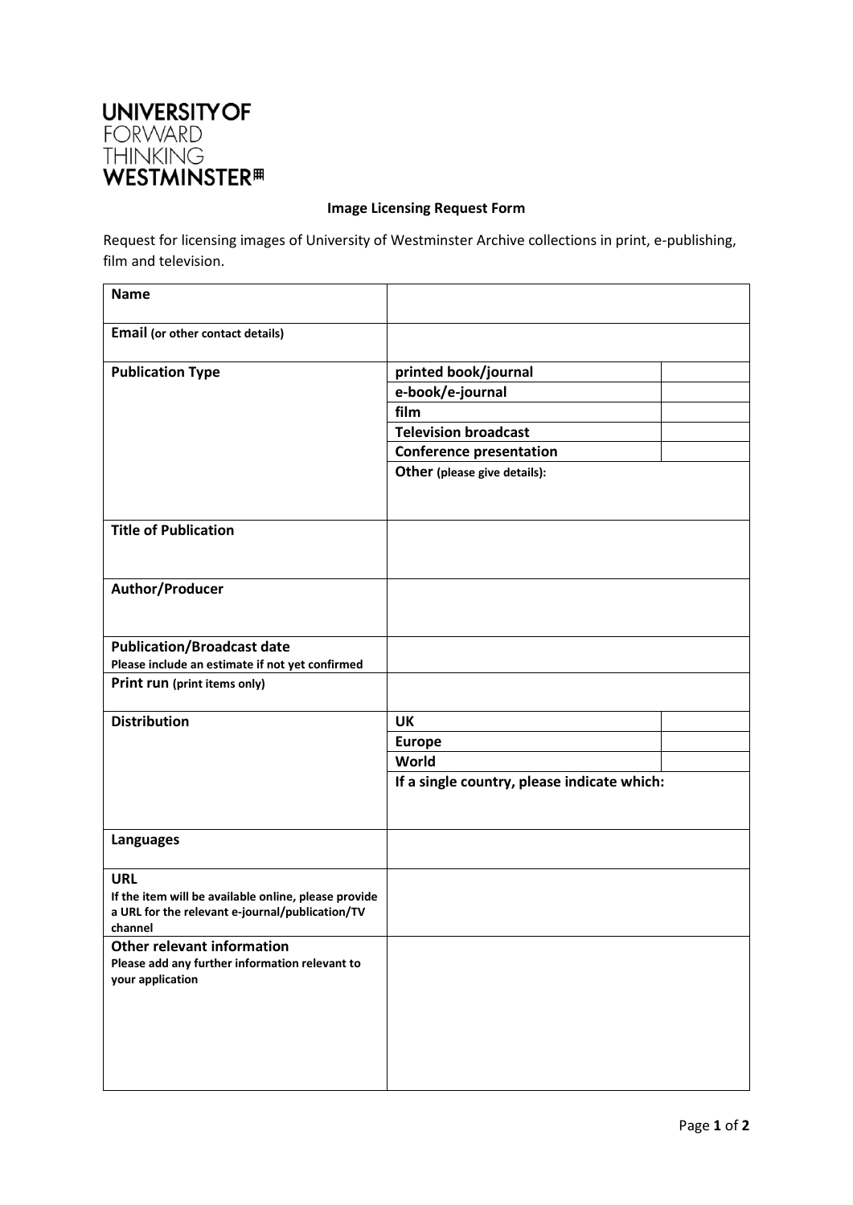UNIVERSITY OF
FORWARD
THINKING
WESTMINSTER

**Image Licensing Request Form**

Request for licensing images of University of Westminster Archive collections in print, e-publishing, film and television.

| | | |
|---|---|---|
| **Name** | | |
| **Email** (or other contact details) | | |
| **Publication Type** | **printed book/journal** | |
| | **e-book/e-journal** | |
| | **film** | |
| | **Television broadcast** | |
| | **Conference presentation** | |
| | **Other** (please give details): | |
| **Title of Publication** | | |
| **Author/Producer** | | |
| **Publication/Broadcast date**<br>Please include an estimate if not yet confirmed | | |
| **Print run** (print items only) | | |
| **Distribution** | **UK** | |
| | **Europe** | |
| | **World** | |
| | **If a single country, please indicate which:** | |
| **Languages** | | |
| **URL**<br>If the item will be available online, please provide a URL for the relevant e-journal/publication/TV channel | | |
| **Other relevant information**<br>Please add any further information relevant to your application | | |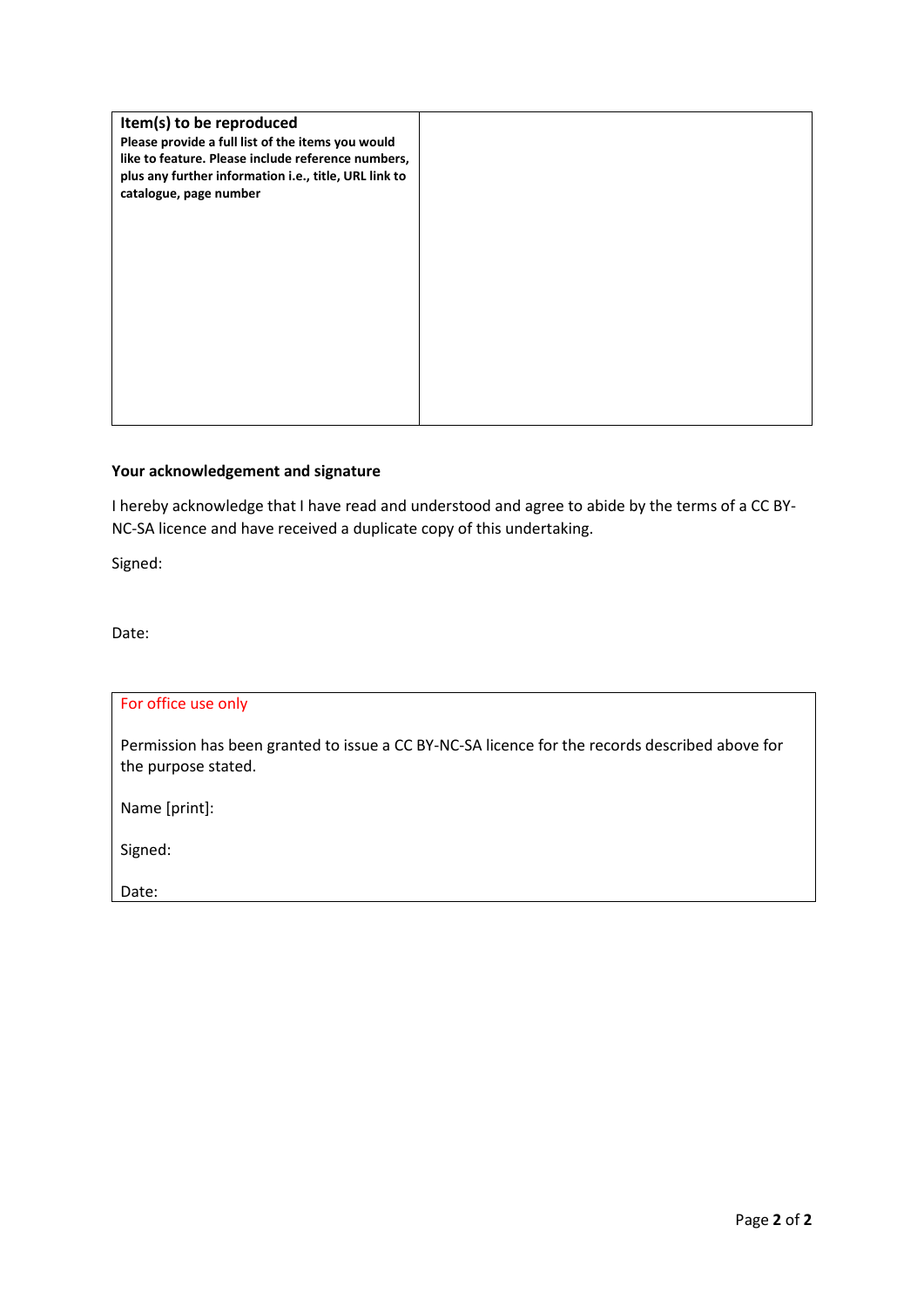| | |
|---|---|
| **Item(s) to be reproduced**<br>**Please provide a full list of the items you would like to feature. Please include reference numbers, plus any further information i.e., title, URL link to catalogue, page number** | |

**Your acknowledgement and signature**

I hereby acknowledge that I have read and understood and agree to abide by the terms of a CC BY-NC-SA licence and have received a duplicate copy of this undertaking.

Signed:

Date:

| |
|---|
| For office use only<br><br>Permission has been granted to issue a CC BY-NC-SA licence for the records described above for the purpose stated.<br><br>Name [print]:<br><br>Signed:<br><br>Date: |